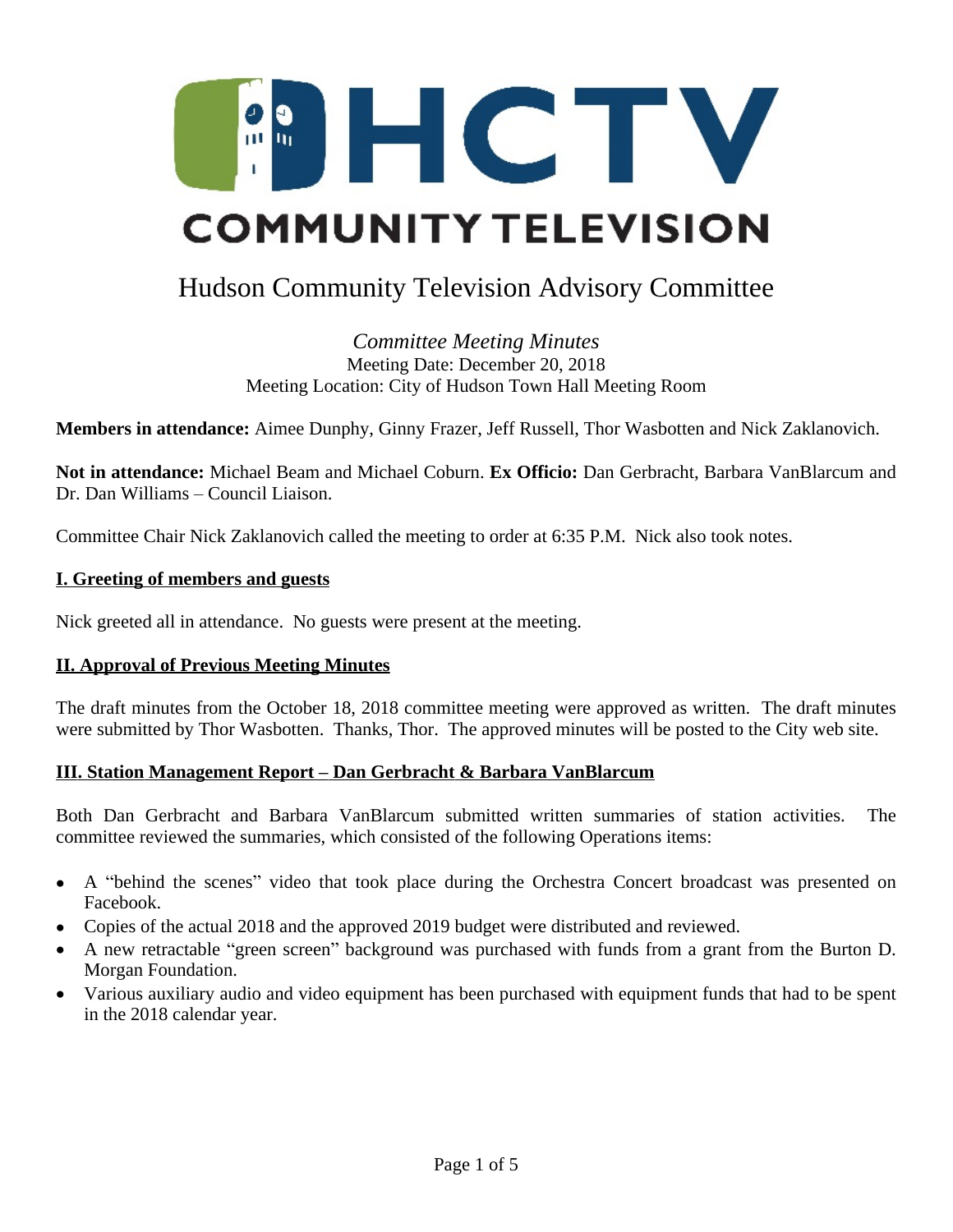# HCTV COMMUNITY TELEVISION

## Hudson Community Television Advisory Committee

*Committee Meeting Minutes*
Meeting Date: December 20, 2018
Meeting Location: City of Hudson Town Hall Meeting Room

**Members in attendance:** Aimee Dunphy, Ginny Frazer, Jeff Russell, Thor Wasbotten and Nick Zaklanovich.

**Not in attendance:** Michael Beam and Michael Coburn. **Ex Officio:** Dan Gerbracht, Barbara VanBlarcum and Dr. Dan Williams – Council Liaison.

Committee Chair Nick Zaklanovich called the meeting to order at 6:35 P.M. Nick also took notes.

### I. Greeting of members and guests

Nick greeted all in attendance. No guests were present at the meeting.

### II. Approval of Previous Meeting Minutes

The draft minutes from the October 18, 2018 committee meeting were approved as written. The draft minutes were submitted by Thor Wasbotten. Thanks, Thor. The approved minutes will be posted to the City web site.

### III. Station Management Report – Dan Gerbracht & Barbara VanBlarcum

Both Dan Gerbracht and Barbara VanBlarcum submitted written summaries of station activities. The committee reviewed the summaries, which consisted of the following Operations items:

- A "behind the scenes" video that took place during the Orchestra Concert broadcast was presented on Facebook.
- Copies of the actual 2018 and the approved 2019 budget were distributed and reviewed.
- A new retractable "green screen" background was purchased with funds from a grant from the Burton D. Morgan Foundation.
- Various auxiliary audio and video equipment has been purchased with equipment funds that had to be spent in the 2018 calendar year.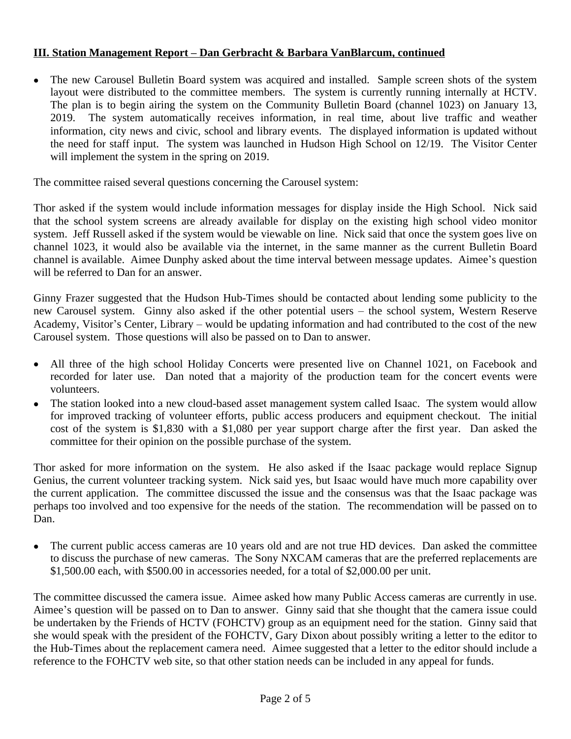**III. Station Management Report – Dan Gerbracht & Barbara VanBlarcum, continued**

- The new Carousel Bulletin Board system was acquired and installed. Sample screen shots of the system layout were distributed to the committee members. The system is currently running internally at HCTV. The plan is to begin airing the system on the Community Bulletin Board (channel 1023) on January 13, 2019. The system automatically receives information, in real time, about live traffic and weather information, city news and civic, school and library events. The displayed information is updated without the need for staff input. The system was launched in Hudson High School on 12/19. The Visitor Center will implement the system in the spring on 2019.

The committee raised several questions concerning the Carousel system:

Thor asked if the system would include information messages for display inside the High School. Nick said that the school system screens are already available for display on the existing high school video monitor system. Jeff Russell asked if the system would be viewable on line. Nick said that once the system goes live on channel 1023, it would also be available via the internet, in the same manner as the current Bulletin Board channel is available. Aimee Dunphy asked about the time interval between message updates. Aimee's question will be referred to Dan for an answer.

Ginny Frazer suggested that the Hudson Hub-Times should be contacted about lending some publicity to the new Carousel system. Ginny also asked if the other potential users – the school system, Western Reserve Academy, Visitor's Center, Library – would be updating information and had contributed to the cost of the new Carousel system. Those questions will also be passed on to Dan to answer.

- All three of the high school Holiday Concerts were presented live on Channel 1021, on Facebook and recorded for later use. Dan noted that a majority of the production team for the concert events were volunteers.
- The station looked into a new cloud-based asset management system called Isaac. The system would allow for improved tracking of volunteer efforts, public access producers and equipment checkout. The initial cost of the system is $1,830 with a $1,080 per year support charge after the first year. Dan asked the committee for their opinion on the possible purchase of the system.

Thor asked for more information on the system. He also asked if the Isaac package would replace Signup Genius, the current volunteer tracking system. Nick said yes, but Isaac would have much more capability over the current application. The committee discussed the issue and the consensus was that the Isaac package was perhaps too involved and too expensive for the needs of the station. The recommendation will be passed on to Dan.

- The current public access cameras are 10 years old and are not true HD devices. Dan asked the committee to discuss the purchase of new cameras. The Sony NXCAM cameras that are the preferred replacements are $1,500.00 each, with $500.00 in accessories needed, for a total of $2,000.00 per unit.

The committee discussed the camera issue. Aimee asked how many Public Access cameras are currently in use. Aimee's question will be passed on to Dan to answer. Ginny said that she thought that the camera issue could be undertaken by the Friends of HCTV (FOHCTV) group as an equipment need for the station. Ginny said that she would speak with the president of the FOHCTV, Gary Dixon about possibly writing a letter to the editor to the Hub-Times about the replacement camera need. Aimee suggested that a letter to the editor should include a reference to the FOHCTV web site, so that other station needs can be included in any appeal for funds.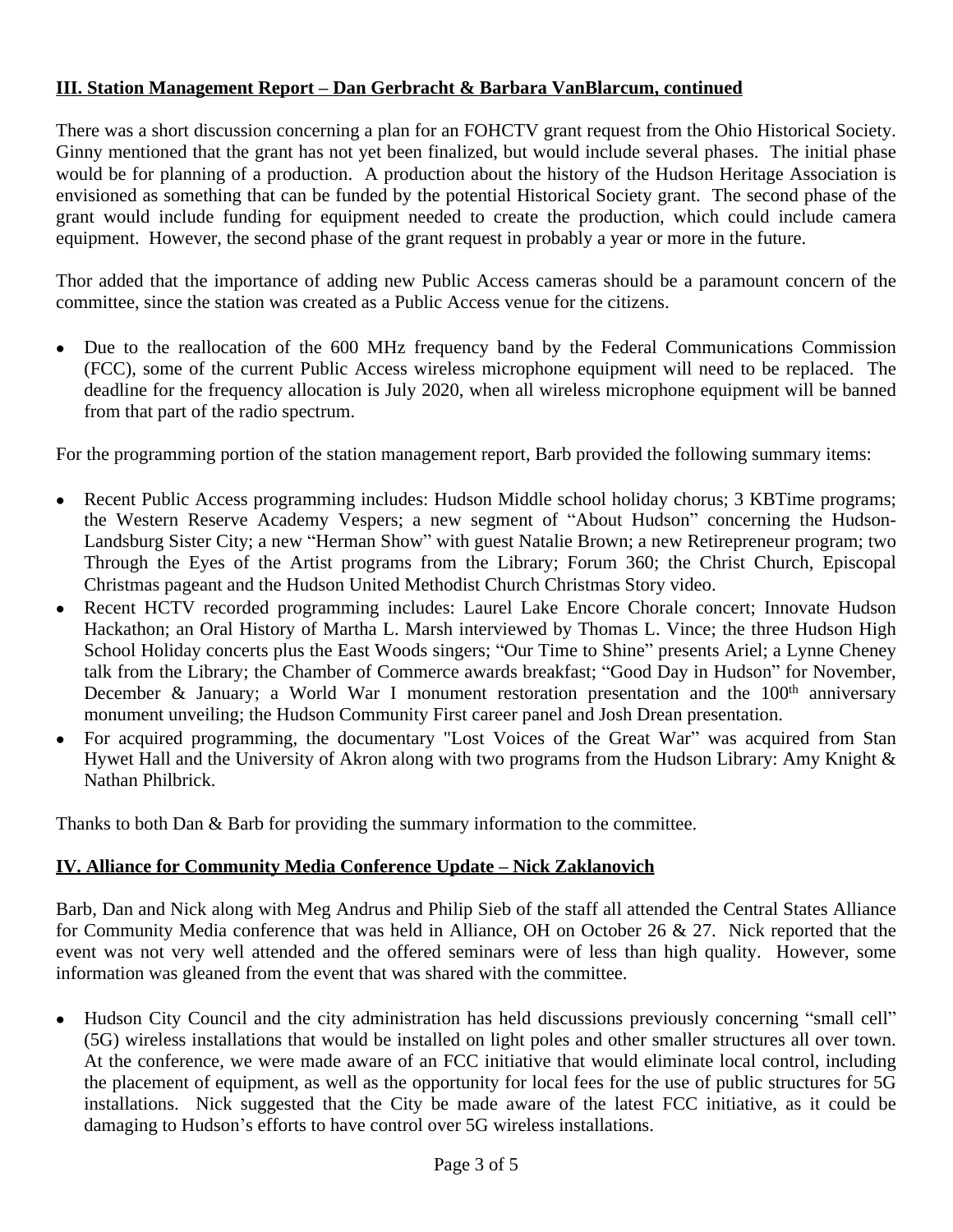## III. Station Management Report – Dan Gerbracht & Barbara VanBlarcum, continued

There was a short discussion concerning a plan for an FOHCTV grant request from the Ohio Historical Society. Ginny mentioned that the grant has not yet been finalized, but would include several phases. The initial phase would be for planning of a production. A production about the history of the Hudson Heritage Association is envisioned as something that can be funded by the potential Historical Society grant. The second phase of the grant would include funding for equipment needed to create the production, which could include camera equipment. However, the second phase of the grant request in probably a year or more in the future.

Thor added that the importance of adding new Public Access cameras should be a paramount concern of the committee, since the station was created as a Public Access venue for the citizens.

- Due to the reallocation of the 600 MHz frequency band by the Federal Communications Commission (FCC), some of the current Public Access wireless microphone equipment will need to be replaced. The deadline for the frequency allocation is July 2020, when all wireless microphone equipment will be banned from that part of the radio spectrum.

For the programming portion of the station management report, Barb provided the following summary items:

- Recent Public Access programming includes: Hudson Middle school holiday chorus; 3 KBTime programs; the Western Reserve Academy Vespers; a new segment of "About Hudson" concerning the Hudson-Landsburg Sister City; a new "Herman Show" with guest Natalie Brown; a new Retirepreneur program; two Through the Eyes of the Artist programs from the Library; Forum 360; the Christ Church, Episcopal Christmas pageant and the Hudson United Methodist Church Christmas Story video.
- Recent HCTV recorded programming includes: Laurel Lake Encore Chorale concert; Innovate Hudson Hackathon; an Oral History of Martha L. Marsh interviewed by Thomas L. Vince; the three Hudson High School Holiday concerts plus the East Woods singers; "Our Time to Shine" presents Ariel; a Lynne Cheney talk from the Library; the Chamber of Commerce awards breakfast; "Good Day in Hudson" for November, December & January; a World War I monument restoration presentation and the 100th anniversary monument unveiling; the Hudson Community First career panel and Josh Drean presentation.
- For acquired programming, the documentary "Lost Voices of the Great War" was acquired from Stan Hywet Hall and the University of Akron along with two programs from the Hudson Library: Amy Knight & Nathan Philbrick.

Thanks to both Dan & Barb for providing the summary information to the committee.

## IV. Alliance for Community Media Conference Update – Nick Zaklanovich

Barb, Dan and Nick along with Meg Andrus and Philip Sieb of the staff all attended the Central States Alliance for Community Media conference that was held in Alliance, OH on October 26 & 27. Nick reported that the event was not very well attended and the offered seminars were of less than high quality. However, some information was gleaned from the event that was shared with the committee.

- Hudson City Council and the city administration has held discussions previously concerning "small cell" (5G) wireless installations that would be installed on light poles and other smaller structures all over town. At the conference, we were made aware of an FCC initiative that would eliminate local control, including the placement of equipment, as well as the opportunity for local fees for the use of public structures for 5G installations. Nick suggested that the City be made aware of the latest FCC initiative, as it could be damaging to Hudson's efforts to have control over 5G wireless installations.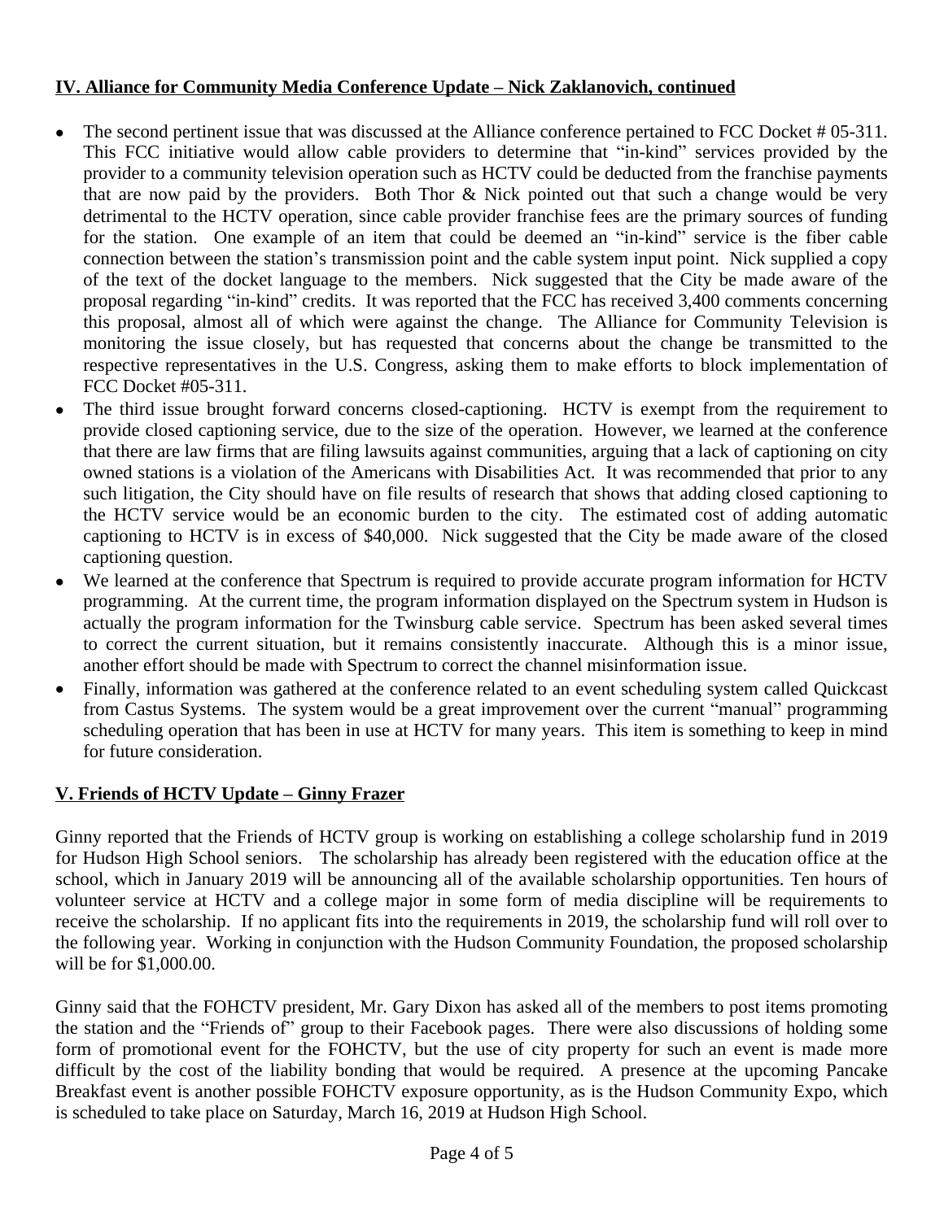## IV. Alliance for Community Media Conference Update – Nick Zaklanovich, continued

- The second pertinent issue that was discussed at the Alliance conference pertained to FCC Docket # 05-311. This FCC initiative would allow cable providers to determine that "in-kind" services provided by the provider to a community television operation such as HCTV could be deducted from the franchise payments that are now paid by the providers. Both Thor & Nick pointed out that such a change would be very detrimental to the HCTV operation, since cable provider franchise fees are the primary sources of funding for the station. One example of an item that could be deemed an "in-kind" service is the fiber cable connection between the station's transmission point and the cable system input point. Nick supplied a copy of the text of the docket language to the members. Nick suggested that the City be made aware of the proposal regarding "in-kind" credits. It was reported that the FCC has received 3,400 comments concerning this proposal, almost all of which were against the change. The Alliance for Community Television is monitoring the issue closely, but has requested that concerns about the change be transmitted to the respective representatives in the U.S. Congress, asking them to make efforts to block implementation of FCC Docket #05-311.
- The third issue brought forward concerns closed-captioning. HCTV is exempt from the requirement to provide closed captioning service, due to the size of the operation. However, we learned at the conference that there are law firms that are filing lawsuits against communities, arguing that a lack of captioning on city owned stations is a violation of the Americans with Disabilities Act. It was recommended that prior to any such litigation, the City should have on file results of research that shows that adding closed captioning to the HCTV service would be an economic burden to the city. The estimated cost of adding automatic captioning to HCTV is in excess of $40,000. Nick suggested that the City be made aware of the closed captioning question.
- We learned at the conference that Spectrum is required to provide accurate program information for HCTV programming. At the current time, the program information displayed on the Spectrum system in Hudson is actually the program information for the Twinsburg cable service. Spectrum has been asked several times to correct the current situation, but it remains consistently inaccurate. Although this is a minor issue, another effort should be made with Spectrum to correct the channel misinformation issue.
- Finally, information was gathered at the conference related to an event scheduling system called Quickcast from Castus Systems. The system would be a great improvement over the current "manual" programming scheduling operation that has been in use at HCTV for many years. This item is something to keep in mind for future consideration.

## V. Friends of HCTV Update – Ginny Frazer

Ginny reported that the Friends of HCTV group is working on establishing a college scholarship fund in 2019 for Hudson High School seniors. The scholarship has already been registered with the education office at the school, which in January 2019 will be announcing all of the available scholarship opportunities. Ten hours of volunteer service at HCTV and a college major in some form of media discipline will be requirements to receive the scholarship. If no applicant fits into the requirements in 2019, the scholarship fund will roll over to the following year. Working in conjunction with the Hudson Community Foundation, the proposed scholarship will be for $1,000.00.

Ginny said that the FOHCTV president, Mr. Gary Dixon has asked all of the members to post items promoting the station and the "Friends of" group to their Facebook pages. There were also discussions of holding some form of promotional event for the FOHCTV, but the use of city property for such an event is made more difficult by the cost of the liability bonding that would be required. A presence at the upcoming Pancake Breakfast event is another possible FOHCTV exposure opportunity, as is the Hudson Community Expo, which is scheduled to take place on Saturday, March 16, 2019 at Hudson High School.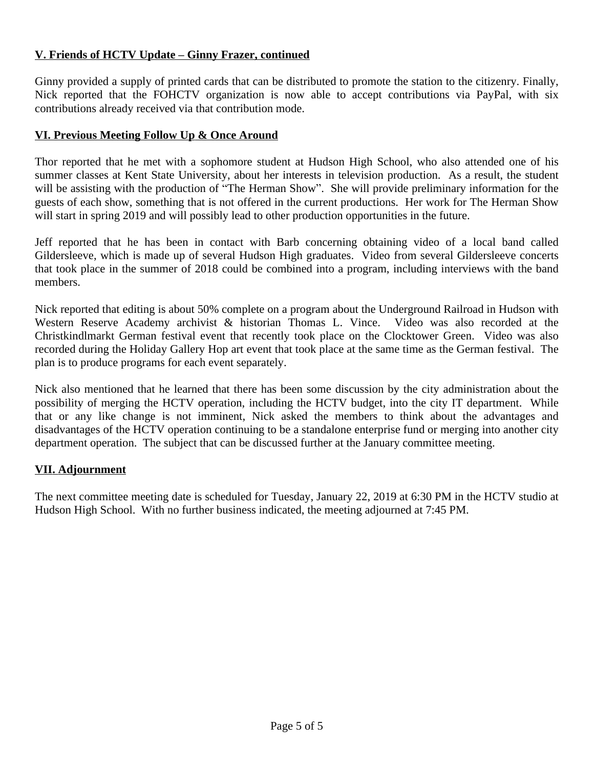## V. Friends of HCTV Update – Ginny Frazer, continued

Ginny provided a supply of printed cards that can be distributed to promote the station to the citizenry. Finally, Nick reported that the FOHCTV organization is now able to accept contributions via PayPal, with six contributions already received via that contribution mode.

## VI. Previous Meeting Follow Up & Once Around

Thor reported that he met with a sophomore student at Hudson High School, who also attended one of his summer classes at Kent State University, about her interests in television production. As a result, the student will be assisting with the production of "The Herman Show". She will provide preliminary information for the guests of each show, something that is not offered in the current productions. Her work for The Herman Show will start in spring 2019 and will possibly lead to other production opportunities in the future.

Jeff reported that he has been in contact with Barb concerning obtaining video of a local band called Gildersleeve, which is made up of several Hudson High graduates. Video from several Gildersleeve concerts that took place in the summer of 2018 could be combined into a program, including interviews with the band members.

Nick reported that editing is about 50% complete on a program about the Underground Railroad in Hudson with Western Reserve Academy archivist & historian Thomas L. Vince. Video was also recorded at the Christkindlmarkt German festival event that recently took place on the Clocktower Green. Video was also recorded during the Holiday Gallery Hop art event that took place at the same time as the German festival. The plan is to produce programs for each event separately.

Nick also mentioned that he learned that there has been some discussion by the city administration about the possibility of merging the HCTV operation, including the HCTV budget, into the city IT department. While that or any like change is not imminent, Nick asked the members to think about the advantages and disadvantages of the HCTV operation continuing to be a standalone enterprise fund or merging into another city department operation. The subject that can be discussed further at the January committee meeting.

## VII. Adjournment

The next committee meeting date is scheduled for Tuesday, January 22, 2019 at 6:30 PM in the HCTV studio at Hudson High School. With no further business indicated, the meeting adjourned at 7:45 PM.